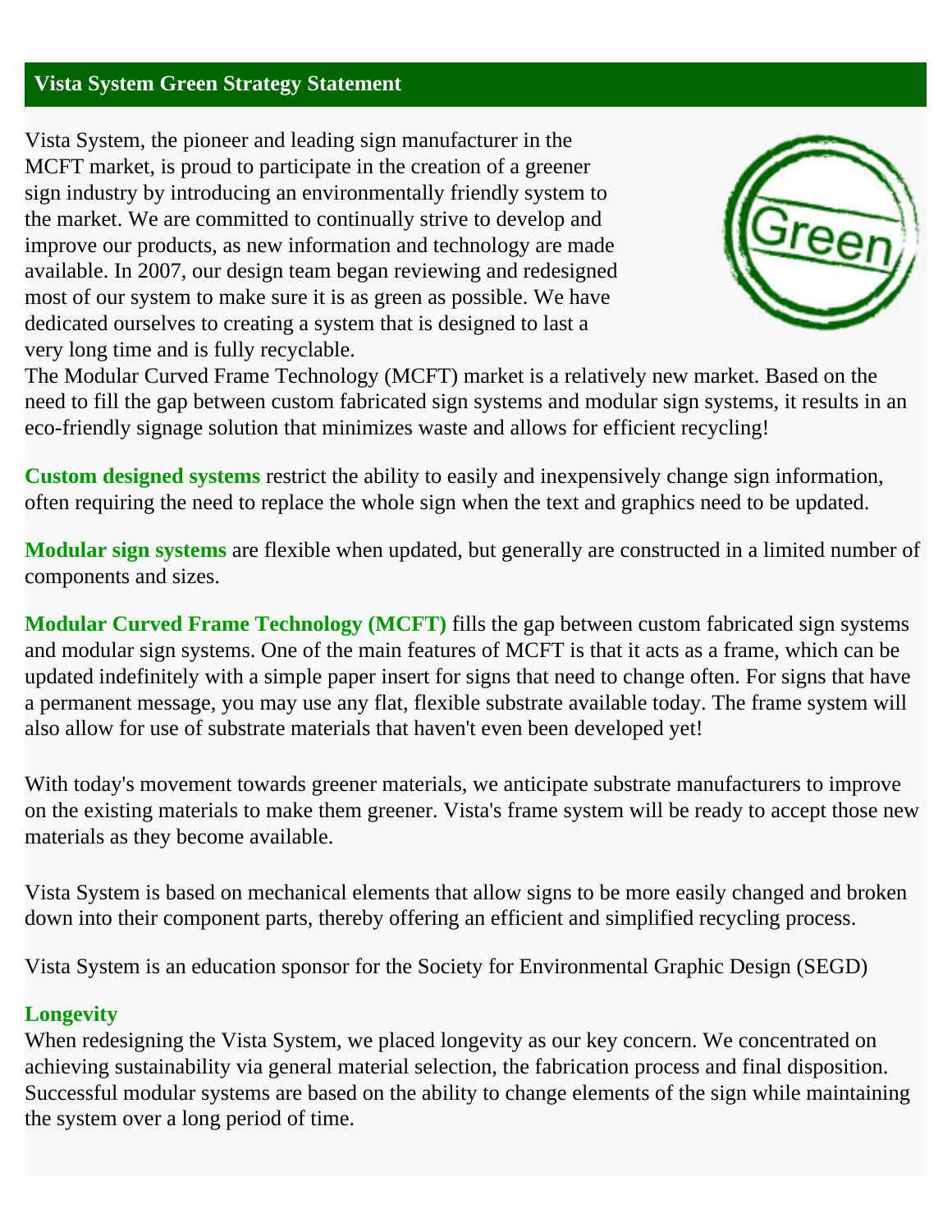## Vista System Green Strategy Statement

Vista System, the pioneer and leading sign manufacturer in the MCFT market, is proud to participate in the creation of a greener sign industry by introducing an environmentally friendly system to the market. We are committed to continually strive to develop and improve our products, as new information and technology are made available. In 2007, our design team began reviewing and redesigned most of our system to make sure it is as green as possible. We have dedicated ourselves to creating a system that is designed to last a very long time and is fully recyclable.

The Modular Curved Frame Technology (MCFT) market is a relatively new market. Based on the need to fill the gap between custom fabricated sign systems and modular sign systems, it results in an eco-friendly signage solution that minimizes waste and allows for efficient recycling!

**Custom designed systems** restrict the ability to easily and inexpensively change sign information, often requiring the need to replace the whole sign when the text and graphics need to be updated.

**Modular sign systems** are flexible when updated, but generally are constructed in a limited number of components and sizes.

**Modular Curved Frame Technology (MCFT)** fills the gap between custom fabricated sign systems and modular sign systems. One of the main features of MCFT is that it acts as a frame, which can be updated indefinitely with a simple paper insert for signs that need to change often. For signs that have a permanent message, you may use any flat, flexible substrate available today. The frame system will also allow for use of substrate materials that haven't even been developed yet!

With today's movement towards greener materials, we anticipate substrate manufacturers to improve on the existing materials to make them greener. Vista's frame system will be ready to accept those new materials as they become available.

Vista System is based on mechanical elements that allow signs to be more easily changed and broken down into their component parts, thereby offering an efficient and simplified recycling process.

Vista System is an education sponsor for the Society for Environmental Graphic Design (SEGD)

### Longevity

When redesigning the Vista System, we placed longevity as our key concern. We concentrated on achieving sustainability via general material selection, the fabrication process and final disposition. Successful modular systems are based on the ability to change elements of the sign while maintaining the system over a long period of time.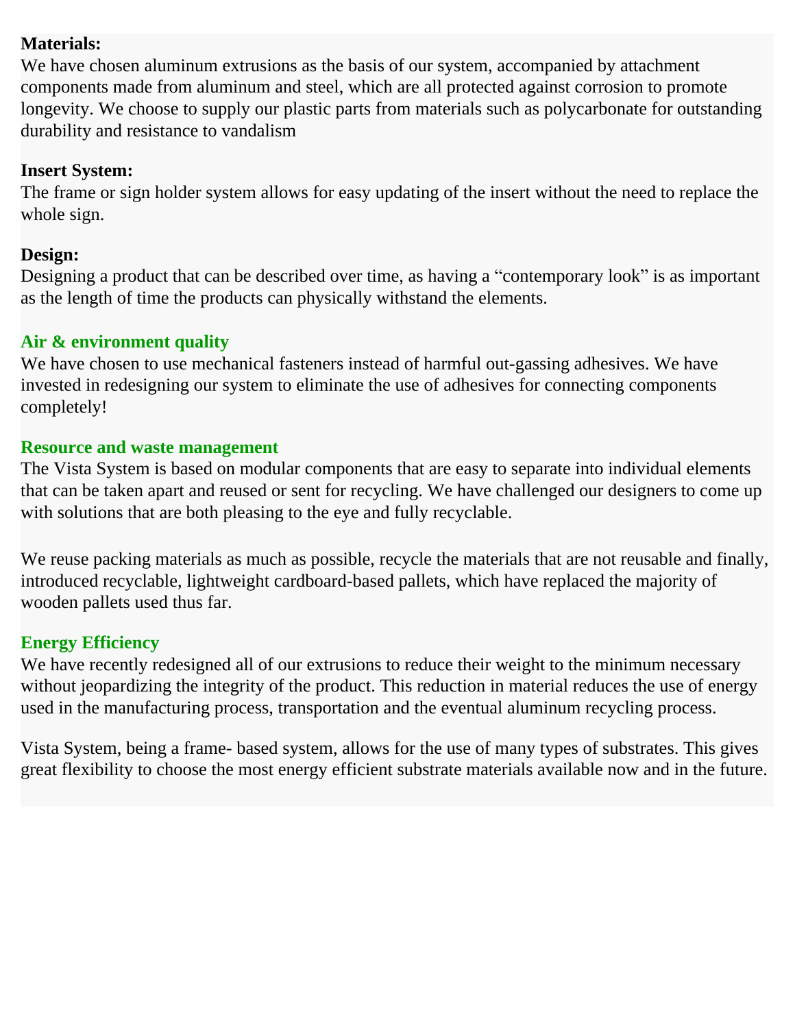**Materials:**
We have chosen aluminum extrusions as the basis of our system, accompanied by attachment components made from aluminum and steel, which are all protected against corrosion to promote longevity. We choose to supply our plastic parts from materials such as polycarbonate for outstanding durability and resistance to vandalism

**Insert System:**
The frame or sign holder system allows for easy updating of the insert without the need to replace the whole sign.

**Design:**
Designing a product that can be described over time, as having a "contemporary look" is as important as the length of time the products can physically withstand the elements.

**Air & environment quality**

We have chosen to use mechanical fasteners instead of harmful out-gassing adhesives. We have invested in redesigning our system to eliminate the use of adhesives for connecting components completely!

**Resource and waste management**

The Vista System is based on modular components that are easy to separate into individual elements that can be taken apart and reused or sent for recycling. We have challenged our designers to come up with solutions that are both pleasing to the eye and fully recyclable.

We reuse packing materials as much as possible, recycle the materials that are not reusable and finally, introduced recyclable, lightweight cardboard-based pallets, which have replaced the majority of wooden pallets used thus far.

**Energy Efficiency**

We have recently redesigned all of our extrusions to reduce their weight to the minimum necessary without jeopardizing the integrity of the product. This reduction in material reduces the use of energy used in the manufacturing process, transportation and the eventual aluminum recycling process.

Vista System, being a frame- based system, allows for the use of many types of substrates. This gives great flexibility to choose the most energy efficient substrate materials available now and in the future.